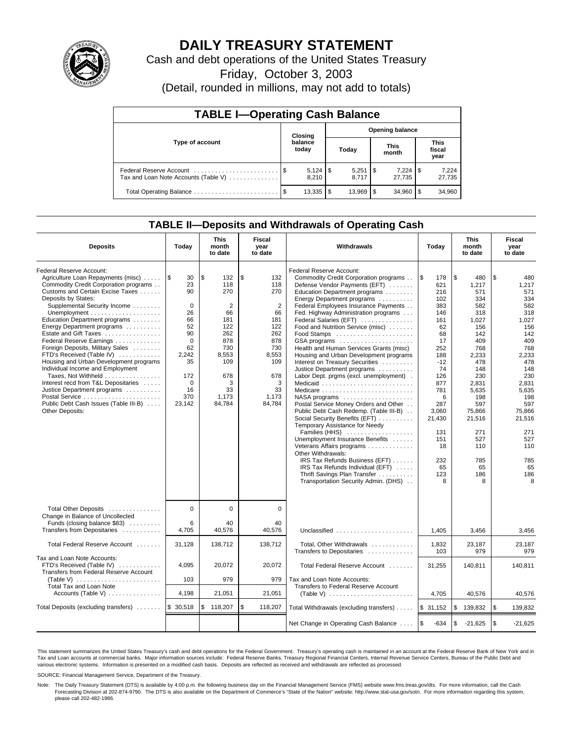# DAILY TREASURY STATEMENT

Cash and debt operations of the United States Treasury

Friday, October 3, 2003

(Detail, rounded in millions, may not add to totals)

## TABLE I—Operating Cash Balance

| Type of account | Closing balance today | Opening balance Today | Opening balance This month | Opening balance This fiscal year |
|---|---|---|---|---|
| Federal Reserve Account | $ 5,124 | $ 5,251 | $ 7,224 | $ 7,224 |
| Tax and Loan Note Accounts (Table V) | 8,210 | 8,717 | 27,735 | 27,735 |
| Total Operating Balance | $ 13,335 | $ 13,969 | $ 34,960 | $ 34,960 |

## TABLE II—Deposits and Withdrawals of Operating Cash

| Deposits | Today | This month to date | Fiscal year to date |
|---|---|---|---|
| Federal Reserve Account: | | | |
| Agriculture Loan Repayments (misc) | $ 30 | $ 132 | $ 132 |
| Commodity Credit Corporation programs | 23 | 118 | 118 |
| Customs and Certain Excise Taxes | 90 | 270 | 270 |
| Deposits by States: | | | |
| Supplemental Security Income | 0 | 2 | 2 |
| Unemployment | 26 | 66 | 66 |
| Education Department programs | 66 | 181 | 181 |
| Energy Department programs | 52 | 122 | 122 |
| Estate and Gift Taxes | 90 | 262 | 262 |
| Federal Reserve Earnings | 0 | 878 | 878 |
| Foreign Deposits, Military Sales | 62 | 730 | 730 |
| FTD's Received (Table IV) | 2,242 | 8,553 | 8,553 |
| Housing and Urban Development programs | 35 | 109 | 109 |
| Individual Income and Employment Taxes, Not Withheld | 172 | 678 | 678 |
| Interest recd from T&L Depositaries | 0 | 3 | 3 |
| Justice Department programs | 16 | 33 | 33 |
| Postal Service | 370 | 1,173 | 1,173 |
| Public Debt Cash Issues (Table III-B) | 23,142 | 84,784 | 84,784 |
| Other Deposits: | | | |
| Total Other Deposits | 0 | 0 | 0 |
| Change in Balance of Uncollected Funds (closing balance $83) | 6 | 40 | 40 |
| Transfers from Depositaries | 4,705 | 40,576 | 40,576 |
| Total Federal Reserve Account | 31,128 | 138,712 | 138,712 |
| Tax and Loan Note Accounts: | | | |
| FTD's Received (Table IV) | 4,095 | 20,072 | 20,072 |
| Transfers from Federal Reserve Account (Table V) | 103 | 979 | 979 |
| Total Tax and Loan Note Accounts (Table V) | 4,198 | 21,051 | 21,051 |
| Total Deposits (excluding transfers) | $ 30,518 | $ 118,207 | $ 118,207 |

| Withdrawals | Today | This month to date | Fiscal year to date |
|---|---|---|---|
| Federal Reserve Account: | | | |
| Commodity Credit Corporation programs | $ 178 | $ 480 | $ 480 |
| Defense Vendor Payments (EFT) | 621 | 1,217 | 1,217 |
| Education Department programs | 216 | 571 | 571 |
| Energy Department programs | 102 | 334 | 334 |
| Federal Employees Insurance Payments | 383 | 582 | 582 |
| Fed. Highway Administration programs | 146 | 318 | 318 |
| Federal Salaries (EFT) | 161 | 1,027 | 1,027 |
| Food and Nutrition Service (misc) | 62 | 156 | 156 |
| Food Stamps | 68 | 142 | 142 |
| GSA programs | 17 | 409 | 409 |
| Health and Human Services Grants (misc) | 252 | 768 | 768 |
| Housing and Urban Development programs | 188 | 2,233 | 2,233 |
| Interest on Treasury Securities | -12 | 478 | 478 |
| Justice Department programs | 74 | 148 | 148 |
| Labor Dept. prgms (excl. unemployment) | 126 | 230 | 230 |
| Medicaid | 877 | 2,831 | 2,831 |
| Medicare | 781 | 5,635 | 5,635 |
| NASA programs | 6 | 198 | 198 |
| Postal Service Money Orders and Other | 287 | 597 | 597 |
| Public Debt Cash Redemp. (Table III-B) | 3,060 | 75,866 | 75,866 |
| Social Security Benefits (EFT) | 21,430 | 21,516 | 21,516 |
| Temporary Assistance for Needy Families (HHS) | 131 | 271 | 271 |
| Unemployment Insurance Benefits | 151 | 527 | 527 |
| Veterans Affairs programs | 18 | 110 | 110 |
| Other Withdrawals: | | | |
| IRS Tax Refunds Business (EFT) | 232 | 785 | 785 |
| IRS Tax Refunds Individual (EFT) | 65 | 65 | 65 |
| Thrift Savings Plan Transfer | 123 | 186 | 186 |
| Transportation Security Admin. (DHS) | 8 | 8 | 8 |
| Unclassified | 1,405 | 3,456 | 3,456 |
| Total, Other Withdrawals | 1,832 | 23,187 | 23,187 |
| Transfers to Depositaries | 103 | 979 | 979 |
| Total Federal Reserve Account | 31,255 | 140,811 | 140,811 |
| Tax and Loan Note Accounts: | | | |
| Transfers to Federal Reserve Account (Table V) | 4,705 | 40,576 | 40,576 |
| Total Withdrawals (excluding transfers) | $ 31,152 | $ 139,832 | $ 139,832 |
| Net Change in Operating Cash Balance | $ -634 | $ -21,625 | $ -21,625 |

This statement summarizes the United States Treasury's cash and debt operations for the Federal Government. Treasury's operating cash is maintained in an account at the Federal Reserve Bank of New York and in Tax and Loan accounts at commercial banks. Major information sources include: Federal Reserve Banks, Treasury Regional Financial Centers, Internal Revenue Service Centers, Bureau of the Public Debt and various electronic systems. Information is presented on a modified cash basis. Deposits are reflected as received and withdrawals are reflected as processed.

SOURCE: Financial Management Service, Department of the Treasury.

Note: The Daily Treasury Statement (DTS) is available by 4:00 p.m. the following business day on the Financial Management Service (FMS) website www.fms.treas.gov/dts. For more information, call the Cash Forecasting Division at 202-874-9790. The DTS is also available on the Department of Commerce's "State of the Nation" website: http://www.stat-usa.gov/sotn. For more information regarding this system, please call 202-482-1986.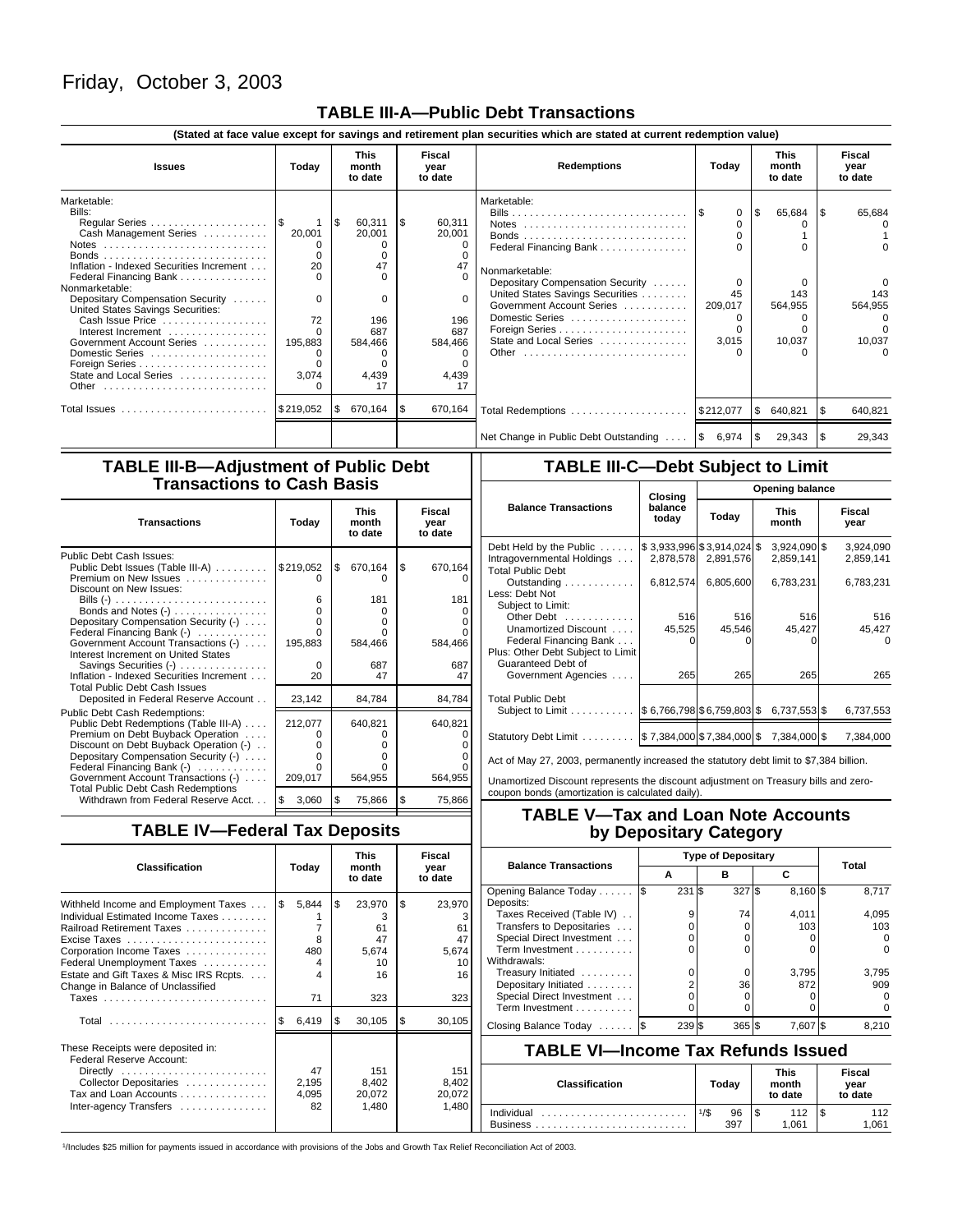Friday, October 3, 2003

## TABLE III-A—Public Debt Transactions

(Stated at face value except for savings and retirement plan securities which are stated at current redemption value)

| Issues | Today | This month to date | Fiscal year to date | Redemptions | Today | This month to date | Fiscal year to date |
|---|---|---|---|---|---|---|---|
| Marketable: | | | | Marketable: | | | |
| Bills: | | | | Bills | $ 0 | $ 65,684 | $ 65,684 |
| Regular Series | $ 1 | $ 60,311 | $ 60,311 | Notes | 0 | 0 | 0 |
| Cash Management Series | 20,001 | 20,001 | 20,001 | Bonds | 0 | 1 | 1 |
| Notes | 0 | 0 | 0 | Federal Financing Bank | 0 | 0 | 0 |
| Bonds | 0 | 0 | 0 | | | | |
| Inflation - Indexed Securities Increment | 20 | 47 | 47 | Nonmarketable: | | | |
| Federal Financing Bank | 0 | 0 | 0 | Depositary Compensation Security | 0 | 0 | 0 |
| Nonmarketable: | | | | United States Savings Securities | 45 | 143 | 143 |
| Depositary Compensation Security | 0 | 0 | 0 | Government Account Series | 209,017 | 564,955 | 564,955 |
| United States Savings Securities: | | | | Domestic Series | 0 | 0 | 0 |
| Cash Issue Price | 72 | 196 | 196 | Foreign Series | 0 | 0 | 0 |
| Interest Increment | 0 | 687 | 687 | State and Local Series | 3,015 | 10,037 | 10,037 |
| Government Account Series | 195,883 | 584,466 | 584,466 | Other | 0 | 0 | 0 |
| Domestic Series | 0 | 0 | 0 | | | | |
| Foreign Series | 0 | 0 | 0 | | | | |
| State and Local Series | 3,074 | 4,439 | 4,439 | | | | |
| Other | 0 | 17 | 17 | | | | |
| Total Issues | $219,052 | $ 670,164 | $ 670,164 | Total Redemptions | $212,077 | $ 640,821 | $ 640,821 |
| | | | | Net Change in Public Debt Outstanding | $ 6,974 | $ 29,343 | $ 29,343 |

## TABLE III-B—Adjustment of Public Debt Transactions to Cash Basis

| Transactions | Today | This month to date | Fiscal year to date |
|---|---|---|---|
| Public Debt Cash Issues: | | | |
| Public Debt Issues (Table III-A) | $219,052 | $ 670,164 | $ 670,164 |
| Premium on New Issues | 0 | 0 | 0 |
| Discount on New Issues: | | | |
| Bills (-) | 6 | 181 | 181 |
| Bonds and Notes (-) | 0 | 0 | 0 |
| Depositary Compensation Security (-) | 0 | 0 | 0 |
| Federal Financing Bank (-) | 0 | 0 | 0 |
| Government Account Transactions (-) | 195,883 | 584,466 | 584,466 |
| Interest Increment on United States Savings Securities (-) | 0 | 687 | 687 |
| Inflation - Indexed Securities Increment | 20 | 47 | 47 |
| Total Public Debt Cash Issues Deposited in Federal Reserve Account | 23,142 | 84,784 | 84,784 |
| Public Debt Cash Redemptions: | | | |
| Public Debt Redemptions (Table III-A) | 212,077 | 640,821 | 640,821 |
| Premium on Debt Buyback Operation | 0 | 0 | 0 |
| Discount on Debt Buyback Operation (-) | 0 | 0 | 0 |
| Depositary Compensation Security (-) | 0 | 0 | 0 |
| Federal Financing Bank (-) | 0 | 0 | 0 |
| Government Account Transactions (-) | 209,017 | 564,955 | 564,955 |
| Total Public Debt Cash Redemptions Withdrawn from Federal Reserve Acct. | $ 3,060 | $ 75,866 | $ 75,866 |

## TABLE III-C—Debt Subject to Limit

| Balance Transactions | Closing balance today | Opening balance Today | Opening balance This month | Opening balance Fiscal year |
|---|---|---|---|---|
| Debt Held by the Public | $ 3,933,996 | $ 3,914,024 | $ 3,924,090 | $ 3,924,090 |
| Intragovernmental Holdings | 2,878,578 | 2,891,576 | 2,859,141 | 2,859,141 |
| Total Public Debt Outstanding | 6,812,574 | 6,805,600 | 6,783,231 | 6,783,231 |
| Less: Debt Not Subject to Limit: | | | | |
| Other Debt | 516 | 516 | 516 | 516 |
| Unamortized Discount | 45,525 | 45,546 | 45,427 | 45,427 |
| Federal Financing Bank | 0 | 0 | 0 | 0 |
| Plus: Other Debt Subject to Limit Guaranteed Debt of Government Agencies | 265 | 265 | 265 | 265 |
| Total Public Debt Subject to Limit | $ 6,766,798 | $ 6,759,803 | $ 6,737,553 | $ 6,737,553 |
| Statutory Debt Limit | $ 7,384,000 | $ 7,384,000 | $ 7,384,000 | $ 7,384,000 |

Act of May 27, 2003, permanently increased the statutory debt limit to $7,384 billion.

Unamortized Discount represents the discount adjustment on Treasury bills and zero-coupon bonds (amortization is calculated daily).

## TABLE IV—Federal Tax Deposits

| Classification | Today | This month to date | Fiscal year to date |
|---|---|---|---|
| Withheld Income and Employment Taxes | $ 5,844 | $ 23,970 | $ 23,970 |
| Individual Estimated Income Taxes | 1 | 3 | 3 |
| Railroad Retirement Taxes | 7 | 61 | 61 |
| Excise Taxes | 8 | 47 | 47 |
| Corporation Income Taxes | 480 | 5,674 | 5,674 |
| Federal Unemployment Taxes | 4 | 10 | 10 |
| Estate and Gift Taxes & Misc IRS Rcpts. | 4 | 16 | 16 |
| Change in Balance of Unclassified Taxes | 71 | 323 | 323 |
| Total | $ 6,419 | $ 30,105 | $ 30,105 |
| These Receipts were deposited in: | | | |
| Federal Reserve Account: | | | |
| Directly | 47 | 151 | 151 |
| Collector Depositaries | 2,195 | 8,402 | 8,402 |
| Tax and Loan Accounts | 4,095 | 20,072 | 20,072 |
| Inter-agency Transfers | 82 | 1,480 | 1,480 |

## TABLE V—Tax and Loan Note Accounts by Depositary Category

| Balance Transactions | Type of Depositary A | B | C | Total |
|---|---|---|---|---|
| Opening Balance Today | $ 231 | $ 327 | $ 8,160 | $ 8,717 |
| Deposits: | | | | |
| Taxes Received (Table IV) | 9 | 74 | 4,011 | 4,095 |
| Transfers to Depositaries | 0 | 0 | 103 | 103 |
| Special Direct Investment | 0 | 0 | 0 | 0 |
| Term Investment | 0 | 0 | 0 | 0 |
| Withdrawals: | | | | |
| Treasury Initiated | 0 | 0 | 3,795 | 3,795 |
| Depositary Initiated | 2 | 36 | 872 | 909 |
| Special Direct Investment | 0 | 0 | 0 | 0 |
| Term Investment | 0 | 0 | 0 | 0 |
| Closing Balance Today | $ 239 | $ 365 | $ 7,607 | $ 8,210 |

## TABLE VI—Income Tax Refunds Issued

| Classification | Today | This month to date | Fiscal year to date |
|---|---|---|---|
| Individual | [1]$ 96 | $ 112 | $ 112 |
| Business | 397 | 1,061 | 1,061 |

[1]Includes $25 million for payments issued in accordance with provisions of the Jobs and Growth Tax Relief Reconciliation Act of 2003.